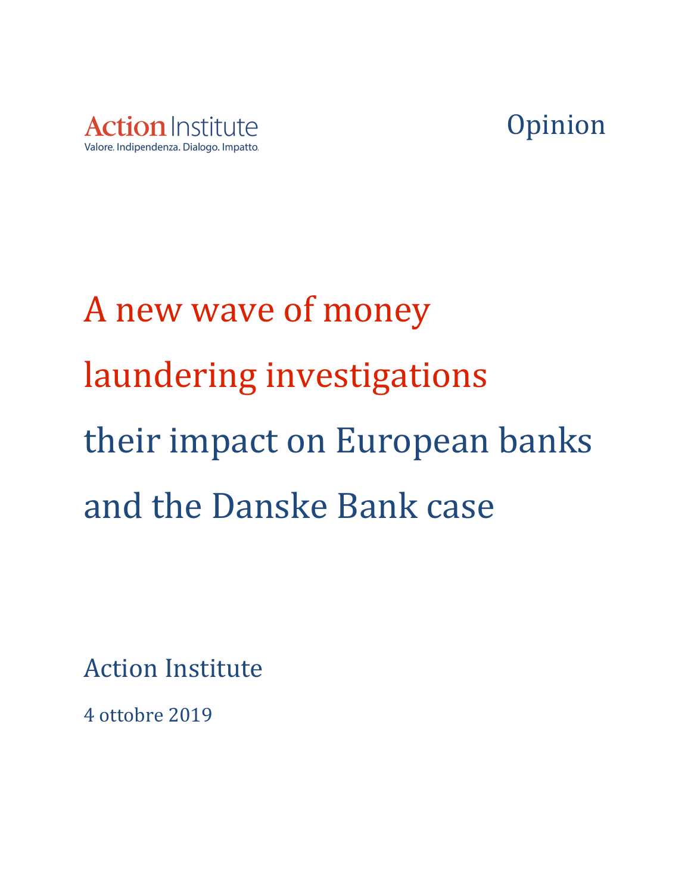Action Institute

Valore. Indipendenza. Dialogo. Impatto.

Opinion

# A new wave of money laundering investigations their impact on European banks and the Danske Bank case

Action Institute

4 ottobre 2019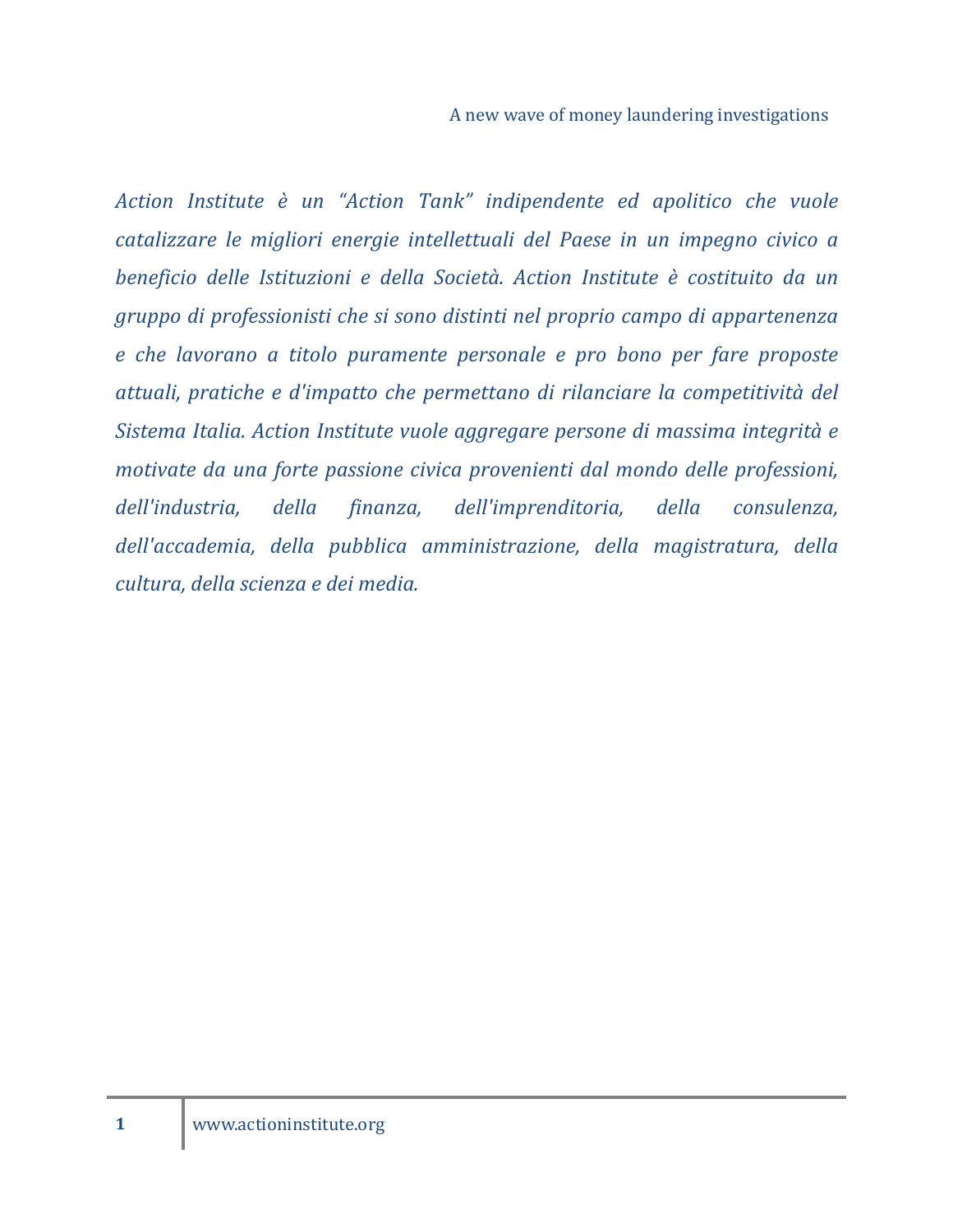*Action Institute è un "Action Tank" indipendente ed apolitico che vuole catalizzare le migliori energie intellettuali del Paese in un impegno civico a beneficio delle Istituzioni e della Società. Action Institute è costituito da un gruppo di professionisti che si sono distinti nel proprio campo di appartenenza e che lavorano a titolo puramente personale e pro bono per fare proposte attuali, pratiche e d'impatto che permettano di rilanciare la competitività del Sistema Italia. Action Institute vuole aggregare persone di massima integrità e motivate da una forte passione civica provenienti dal mondo delle professioni, dell'industria, della finanza, dell'imprenditoria, della consulenza, dell'accademia, della pubblica amministrazione, della magistratura, della cultura, della scienza e dei media.*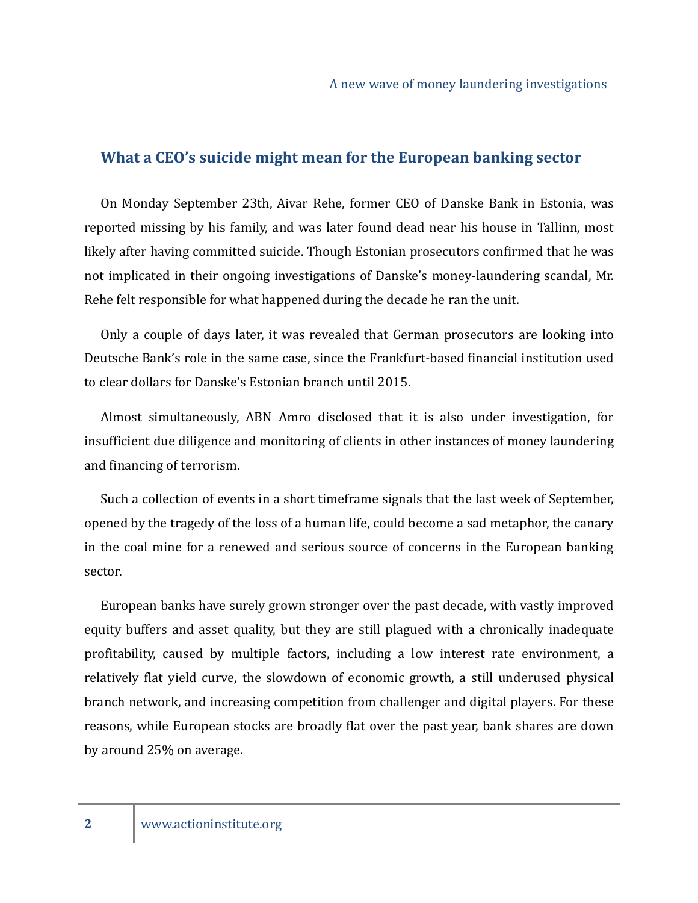## What a CEO's suicide might mean for the European banking sector

On Monday September 23th, Aivar Rehe, former CEO of Danske Bank in Estonia, was reported missing by his family, and was later found dead near his house in Tallinn, most likely after having committed suicide. Though Estonian prosecutors confirmed that he was not implicated in their ongoing investigations of Danske's money-laundering scandal, Mr. Rehe felt responsible for what happened during the decade he ran the unit.

Only a couple of days later, it was revealed that German prosecutors are looking into Deutsche Bank's role in the same case, since the Frankfurt-based financial institution used to clear dollars for Danske's Estonian branch until 2015.

Almost simultaneously, ABN Amro disclosed that it is also under investigation, for insufficient due diligence and monitoring of clients in other instances of money laundering and financing of terrorism.

Such a collection of events in a short timeframe signals that the last week of September, opened by the tragedy of the loss of a human life, could become a sad metaphor, the canary in the coal mine for a renewed and serious source of concerns in the European banking sector.

European banks have surely grown stronger over the past decade, with vastly improved equity buffers and asset quality, but they are still plagued with a chronically inadequate profitability, caused by multiple factors, including a low interest rate environment, a relatively flat yield curve, the slowdown of economic growth, a still underused physical branch network, and increasing competition from challenger and digital players. For these reasons, while European stocks are broadly flat over the past year, bank shares are down by around 25% on average.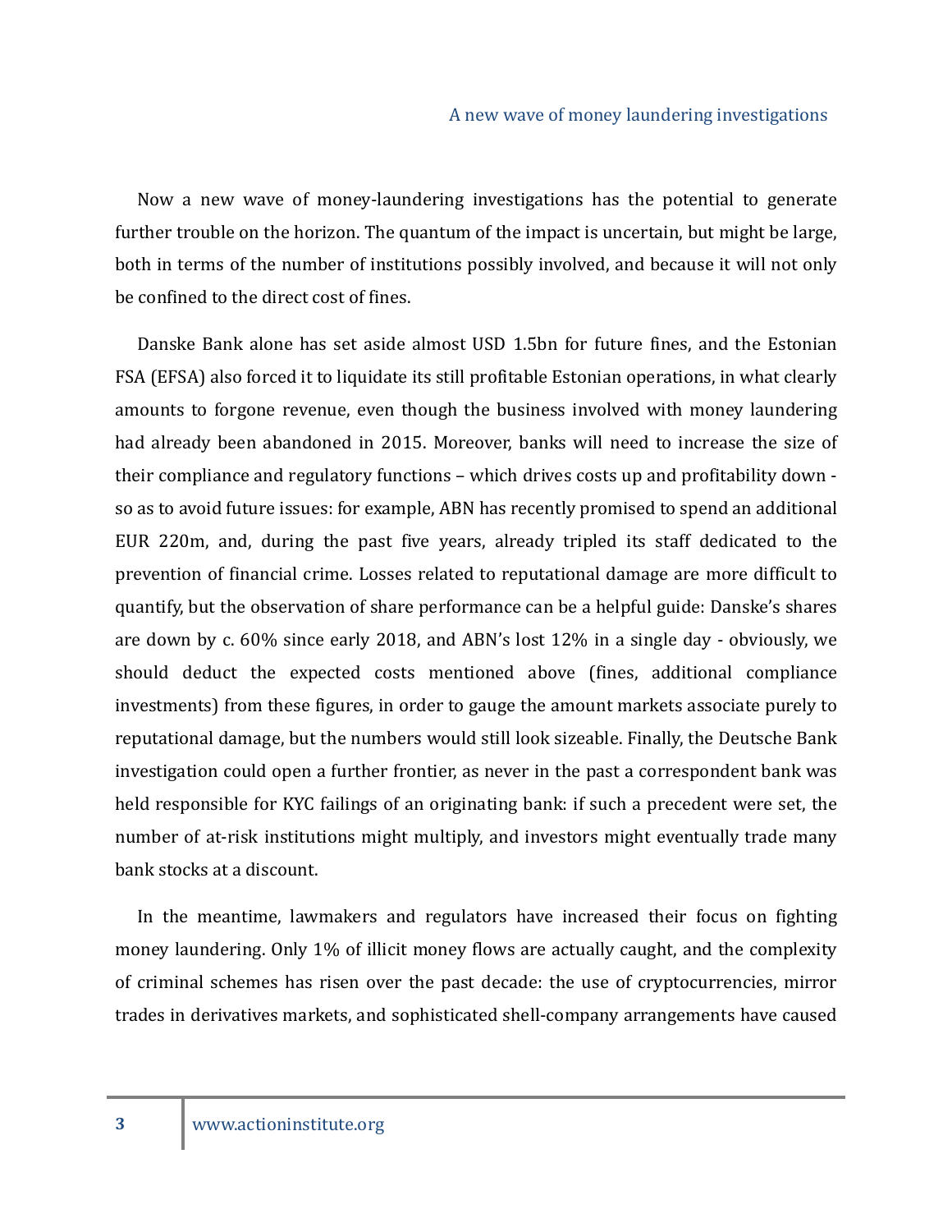Now a new wave of money-laundering investigations has the potential to generate further trouble on the horizon. The quantum of the impact is uncertain, but might be large, both in terms of the number of institutions possibly involved, and because it will not only be confined to the direct cost of fines.

Danske Bank alone has set aside almost USD 1.5bn for future fines, and the Estonian FSA (EFSA) also forced it to liquidate its still profitable Estonian operations, in what clearly amounts to forgone revenue, even though the business involved with money laundering had already been abandoned in 2015. Moreover, banks will need to increase the size of their compliance and regulatory functions – which drives costs up and profitability down - so as to avoid future issues: for example, ABN has recently promised to spend an additional EUR 220m, and, during the past five years, already tripled its staff dedicated to the prevention of financial crime. Losses related to reputational damage are more difficult to quantify, but the observation of share performance can be a helpful guide: Danske's shares are down by c. 60% since early 2018, and ABN's lost 12% in a single day - obviously, we should deduct the expected costs mentioned above (fines, additional compliance investments) from these figures, in order to gauge the amount markets associate purely to reputational damage, but the numbers would still look sizeable. Finally, the Deutsche Bank investigation could open a further frontier, as never in the past a correspondent bank was held responsible for KYC failings of an originating bank: if such a precedent were set, the number of at-risk institutions might multiply, and investors might eventually trade many bank stocks at a discount.

In the meantime, lawmakers and regulators have increased their focus on fighting money laundering. Only 1% of illicit money flows are actually caught, and the complexity of criminal schemes has risen over the past decade: the use of cryptocurrencies, mirror trades in derivatives markets, and sophisticated shell-company arrangements have caused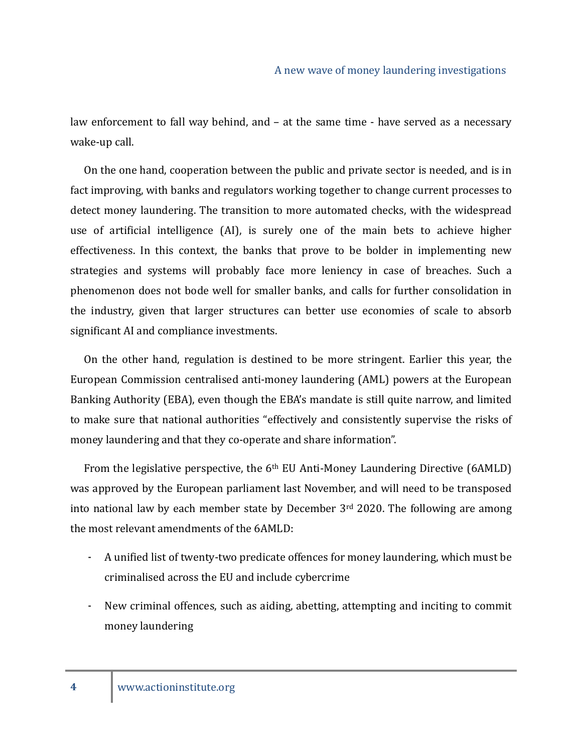law enforcement to fall way behind, and – at the same time - have served as a necessary wake-up call.

On the one hand, cooperation between the public and private sector is needed, and is in fact improving, with banks and regulators working together to change current processes to detect money laundering. The transition to more automated checks, with the widespread use of artificial intelligence (AI), is surely one of the main bets to achieve higher effectiveness. In this context, the banks that prove to be bolder in implementing new strategies and systems will probably face more leniency in case of breaches. Such a phenomenon does not bode well for smaller banks, and calls for further consolidation in the industry, given that larger structures can better use economies of scale to absorb significant AI and compliance investments.

On the other hand, regulation is destined to be more stringent. Earlier this year, the European Commission centralised anti-money laundering (AML) powers at the European Banking Authority (EBA), even though the EBA's mandate is still quite narrow, and limited to make sure that national authorities "effectively and consistently supervise the risks of money laundering and that they co-operate and share information".

From the legislative perspective, the 6th EU Anti-Money Laundering Directive (6AMLD) was approved by the European parliament last November, and will need to be transposed into national law by each member state by December 3rd 2020. The following are among the most relevant amendments of the 6AMLD:

- A unified list of twenty-two predicate offences for money laundering, which must be criminalised across the EU and include cybercrime
- New criminal offences, such as aiding, abetting, attempting and inciting to commit money laundering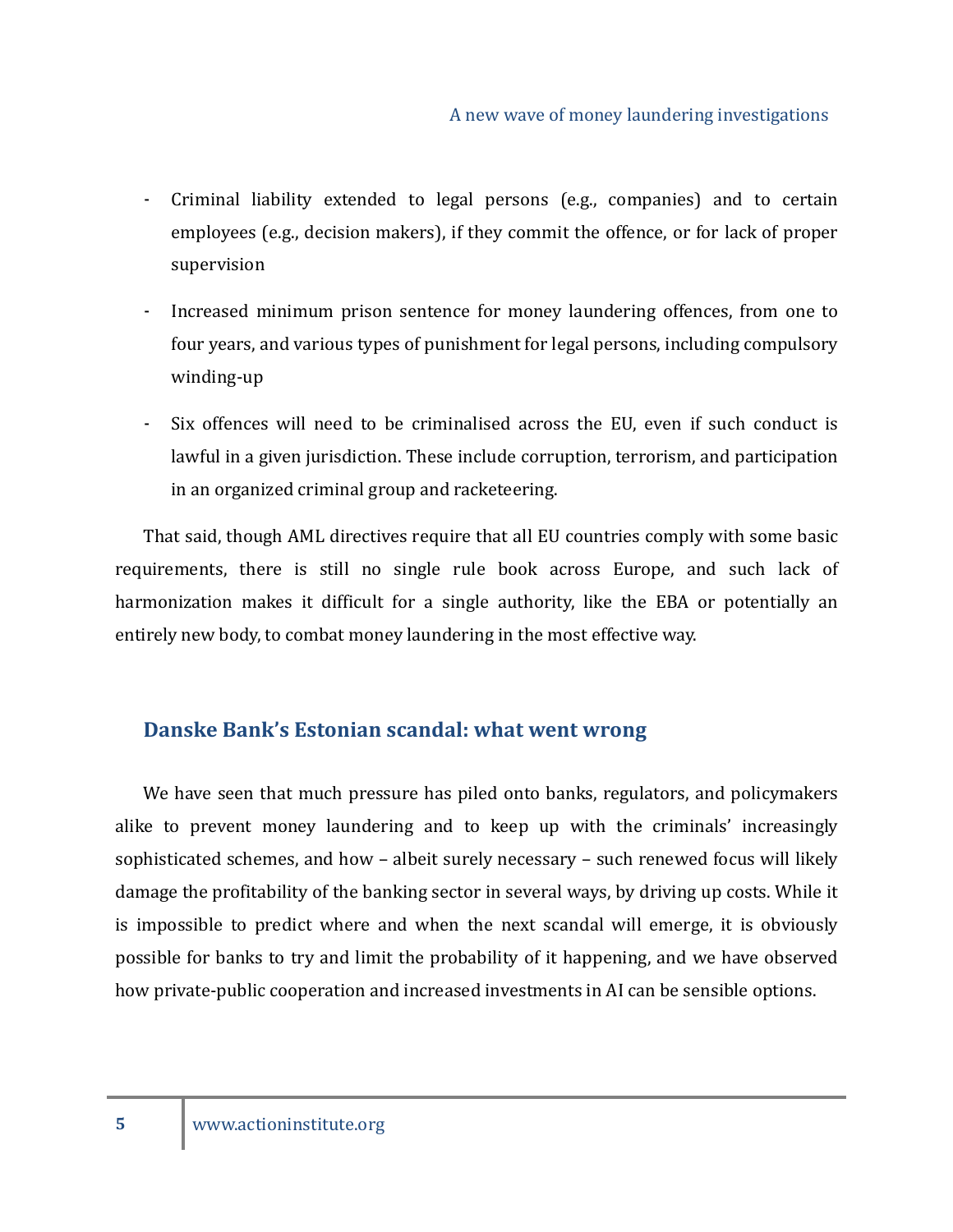- Criminal liability extended to legal persons (e.g., companies) and to certain employees (e.g., decision makers), if they commit the offence, or for lack of proper supervision
- Increased minimum prison sentence for money laundering offences, from one to four years, and various types of punishment for legal persons, including compulsory winding-up
- Six offences will need to be criminalised across the EU, even if such conduct is lawful in a given jurisdiction. These include corruption, terrorism, and participation in an organized criminal group and racketeering.

That said, though AML directives require that all EU countries comply with some basic requirements, there is still no single rule book across Europe, and such lack of harmonization makes it difficult for a single authority, like the EBA or potentially an entirely new body, to combat money laundering in the most effective way.

## Danske Bank's Estonian scandal: what went wrong

We have seen that much pressure has piled onto banks, regulators, and policymakers alike to prevent money laundering and to keep up with the criminals' increasingly sophisticated schemes, and how – albeit surely necessary – such renewed focus will likely damage the profitability of the banking sector in several ways, by driving up costs. While it is impossible to predict where and when the next scandal will emerge, it is obviously possible for banks to try and limit the probability of it happening, and we have observed how private-public cooperation and increased investments in AI can be sensible options.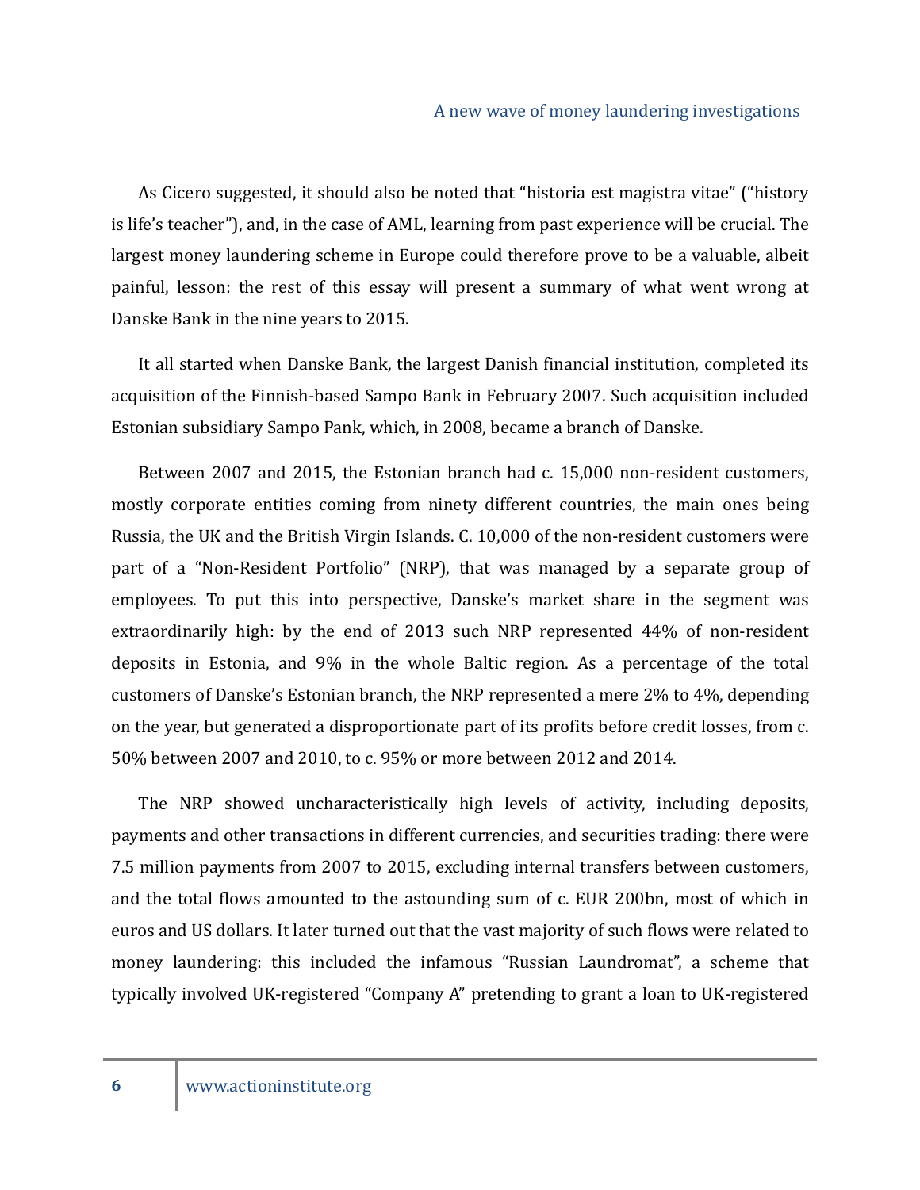As Cicero suggested, it should also be noted that "historia est magistra vitae" ("history is life's teacher"), and, in the case of AML, learning from past experience will be crucial. The largest money laundering scheme in Europe could therefore prove to be a valuable, albeit painful, lesson: the rest of this essay will present a summary of what went wrong at Danske Bank in the nine years to 2015.

It all started when Danske Bank, the largest Danish financial institution, completed its acquisition of the Finnish-based Sampo Bank in February 2007. Such acquisition included Estonian subsidiary Sampo Pank, which, in 2008, became a branch of Danske.

Between 2007 and 2015, the Estonian branch had c. 15,000 non-resident customers, mostly corporate entities coming from ninety different countries, the main ones being Russia, the UK and the British Virgin Islands. C. 10,000 of the non-resident customers were part of a "Non-Resident Portfolio" (NRP), that was managed by a separate group of employees. To put this into perspective, Danske's market share in the segment was extraordinarily high: by the end of 2013 such NRP represented 44% of non-resident deposits in Estonia, and 9% in the whole Baltic region. As a percentage of the total customers of Danske's Estonian branch, the NRP represented a mere 2% to 4%, depending on the year, but generated a disproportionate part of its profits before credit losses, from c. 50% between 2007 and 2010, to c. 95% or more between 2012 and 2014.

The NRP showed uncharacteristically high levels of activity, including deposits, payments and other transactions in different currencies, and securities trading: there were 7.5 million payments from 2007 to 2015, excluding internal transfers between customers, and the total flows amounted to the astounding sum of c. EUR 200bn, most of which in euros and US dollars. It later turned out that the vast majority of such flows were related to money laundering: this included the infamous "Russian Laundromat", a scheme that typically involved UK-registered "Company A" pretending to grant a loan to UK-registered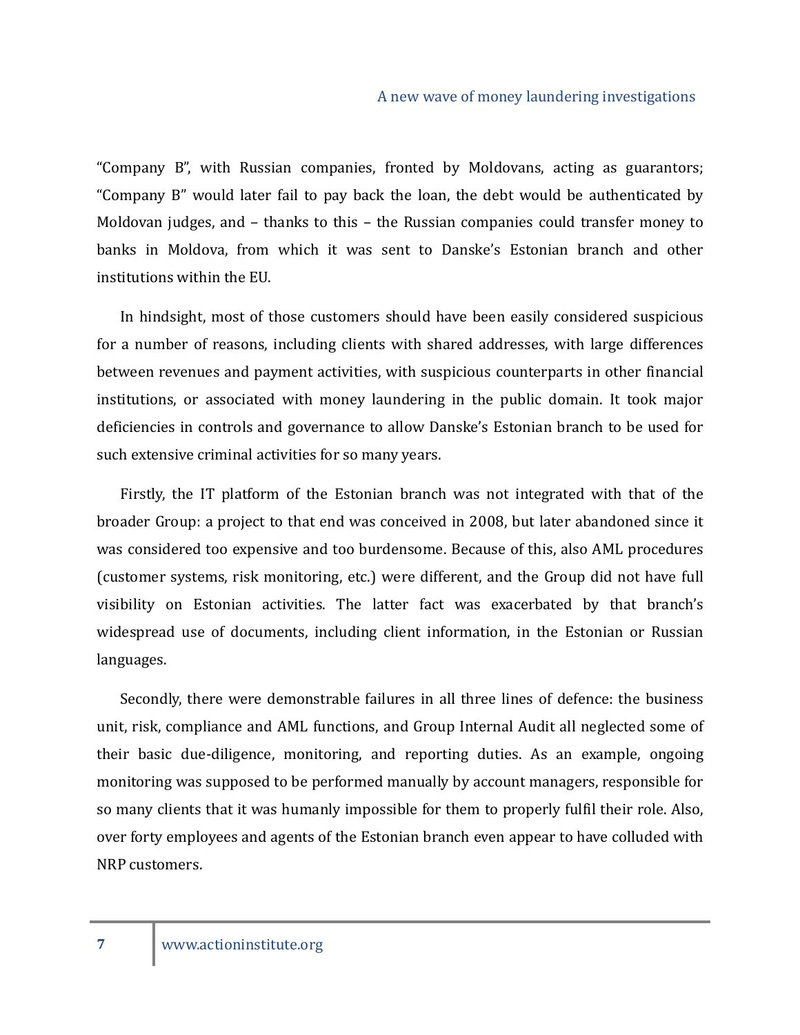"Company B", with Russian companies, fronted by Moldovans, acting as guarantors; "Company B" would later fail to pay back the loan, the debt would be authenticated by Moldovan judges, and – thanks to this – the Russian companies could transfer money to banks in Moldova, from which it was sent to Danske's Estonian branch and other institutions within the EU.

In hindsight, most of those customers should have been easily considered suspicious for a number of reasons, including clients with shared addresses, with large differences between revenues and payment activities, with suspicious counterparts in other financial institutions, or associated with money laundering in the public domain. It took major deficiencies in controls and governance to allow Danske's Estonian branch to be used for such extensive criminal activities for so many years.

Firstly, the IT platform of the Estonian branch was not integrated with that of the broader Group: a project to that end was conceived in 2008, but later abandoned since it was considered too expensive and too burdensome. Because of this, also AML procedures (customer systems, risk monitoring, etc.) were different, and the Group did not have full visibility on Estonian activities. The latter fact was exacerbated by that branch's widespread use of documents, including client information, in the Estonian or Russian languages.

Secondly, there were demonstrable failures in all three lines of defence: the business unit, risk, compliance and AML functions, and Group Internal Audit all neglected some of their basic due-diligence, monitoring, and reporting duties. As an example, ongoing monitoring was supposed to be performed manually by account managers, responsible for so many clients that it was humanly impossible for them to properly fulfil their role. Also, over forty employees and agents of the Estonian branch even appear to have colluded with NRP customers.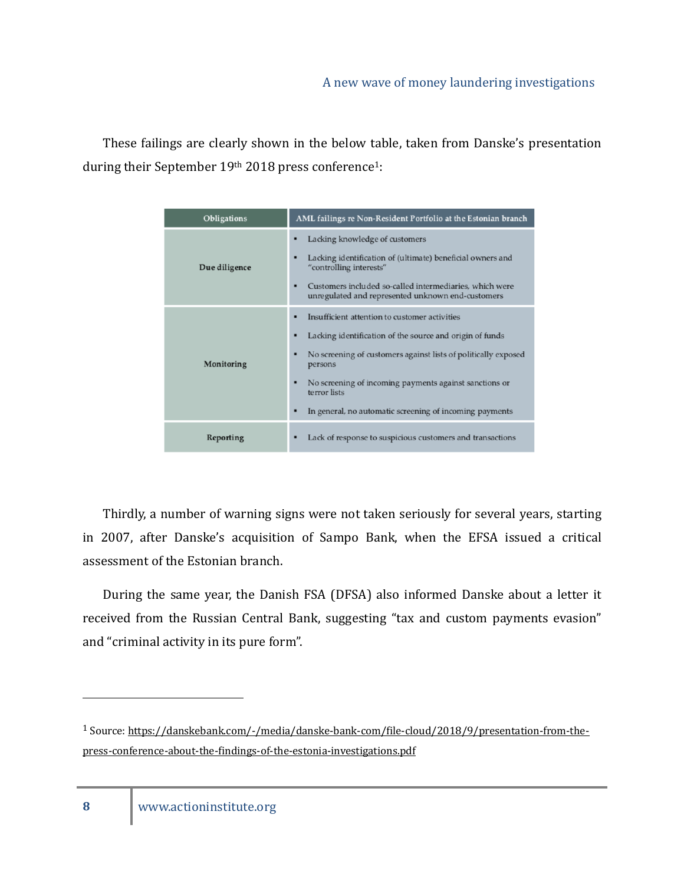These failings are clearly shown in the below table, taken from Danske's presentation during their September 19th 2018 press conference[1]:

| Obligations | AML failings re Non-Resident Portfolio at the Estonian branch |
| --- | --- |
| Due diligence | ▪ Lacking knowledge of customers<br>▪ Lacking identification of (ultimate) beneficial owners and "controlling interests"<br>▪ Customers included so-called intermediaries, which were unregulated and represented unknown end-customers |
| Monitoring | ▪ Insufficient attention to customer activities<br>▪ Lacking identification of the source and origin of funds<br>▪ No screening of customers against lists of politically exposed persons<br>▪ No screening of incoming payments against sanctions or terror lists<br>▪ In general, no automatic screening of incoming payments |
| Reporting | ▪ Lack of response to suspicious customers and transactions |

Thirdly, a number of warning signs were not taken seriously for several years, starting in 2007, after Danske's acquisition of Sampo Bank, when the EFSA issued a critical assessment of the Estonian branch.

During the same year, the Danish FSA (DFSA) also informed Danske about a letter it received from the Russian Central Bank, suggesting "tax and custom payments evasion" and "criminal activity in its pure form".

---

[1] Source: https://danskebank.com/-/media/danske-bank-com/file-cloud/2018/9/presentation-from-the-press-conference-about-the-findings-of-the-estonia-investigations.pdf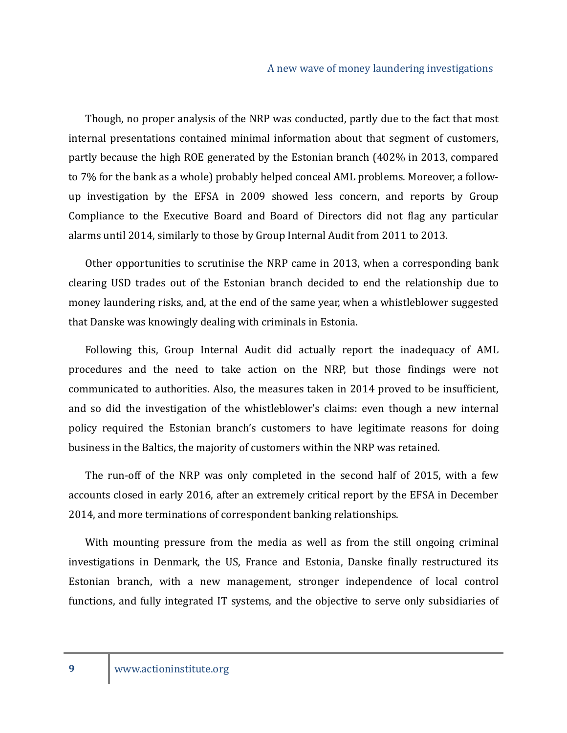Though, no proper analysis of the NRP was conducted, partly due to the fact that most internal presentations contained minimal information about that segment of customers, partly because the high ROE generated by the Estonian branch (402% in 2013, compared to 7% for the bank as a whole) probably helped conceal AML problems. Moreover, a follow-up investigation by the EFSA in 2009 showed less concern, and reports by Group Compliance to the Executive Board and Board of Directors did not flag any particular alarms until 2014, similarly to those by Group Internal Audit from 2011 to 2013.

Other opportunities to scrutinise the NRP came in 2013, when a corresponding bank clearing USD trades out of the Estonian branch decided to end the relationship due to money laundering risks, and, at the end of the same year, when a whistleblower suggested that Danske was knowingly dealing with criminals in Estonia.

Following this, Group Internal Audit did actually report the inadequacy of AML procedures and the need to take action on the NRP, but those findings were not communicated to authorities. Also, the measures taken in 2014 proved to be insufficient, and so did the investigation of the whistleblower's claims: even though a new internal policy required the Estonian branch's customers to have legitimate reasons for doing business in the Baltics, the majority of customers within the NRP was retained.

The run-off of the NRP was only completed in the second half of 2015, with a few accounts closed in early 2016, after an extremely critical report by the EFSA in December 2014, and more terminations of correspondent banking relationships.

With mounting pressure from the media as well as from the still ongoing criminal investigations in Denmark, the US, France and Estonia, Danske finally restructured its Estonian branch, with a new management, stronger independence of local control functions, and fully integrated IT systems, and the objective to serve only subsidiaries of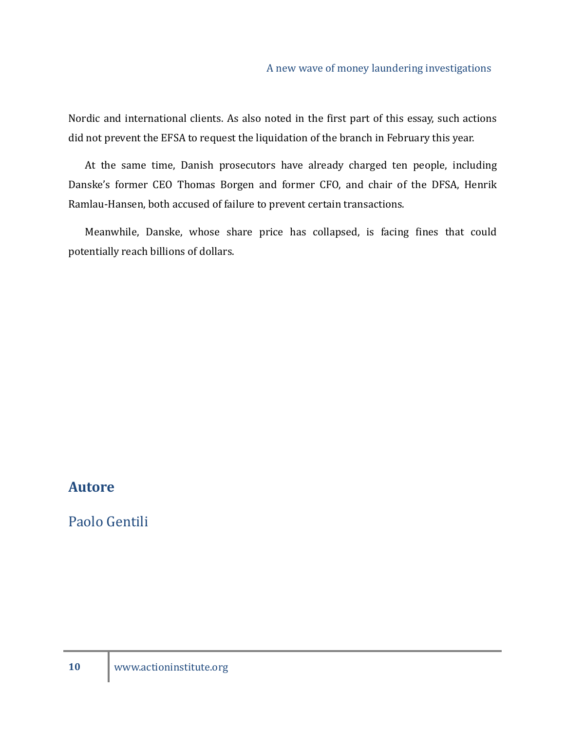Nordic and international clients. As also noted in the first part of this essay, such actions did not prevent the EFSA to request the liquidation of the branch in February this year.

At the same time, Danish prosecutors have already charged ten people, including Danske's former CEO Thomas Borgen and former CFO, and chair of the DFSA, Henrik Ramlau-Hansen, both accused of failure to prevent certain transactions.

Meanwhile, Danske, whose share price has collapsed, is facing fines that could potentially reach billions of dollars.

## Autore

Paolo Gentili